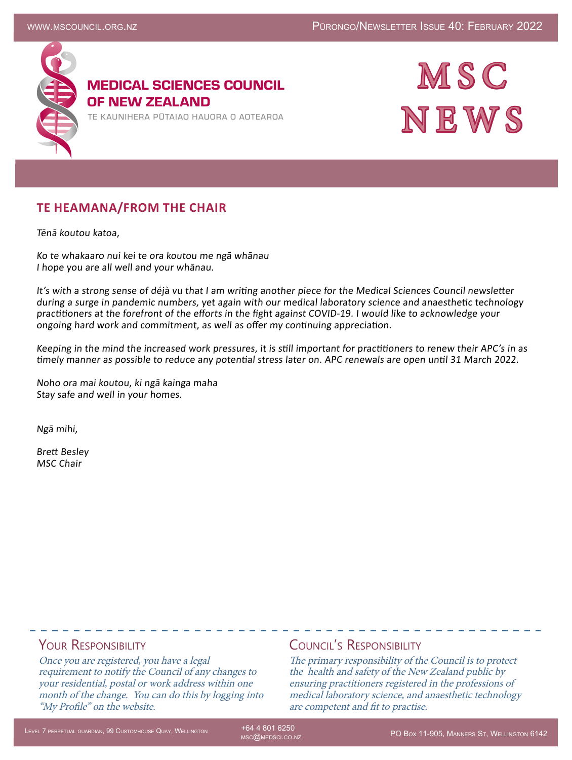# MEDICAL SCIENCES COUNCIL OF NEW ZEALAND

TE KAUNIHERA PŪTAIAO HAUORA O AOTEAROA

# MSC NEWS

Pūrongo/Newsletter Issue 40: February 2022

## TE HEAMANA/FROM THE CHAIR

*Tēnā koutou katoa,*

*Ko te whakaaro nui kei te ora koutou me ngā whānau*
*I hope you are all well and your whānau.*

*It's with a strong sense of déjà vu that I am writing another piece for the Medical Sciences Council newsletter during a surge in pandemic numbers, yet again with our medical laboratory science and anaesthetic technology practitioners at the forefront of the efforts in the fight against COVID-19. I would like to acknowledge your ongoing hard work and commitment, as well as offer my continuing appreciation.*

*Keeping in the mind the increased work pressures, it is still important for practitioners to renew their APC's in as timely manner as possible to reduce any potential stress later on. APC renewals are open until 31 March 2022.*

*Noho ora mai koutou, ki ngā kainga maha*
*Stay safe and well in your homes.*

*Ngā mihi,*

*Brett Besley*
*MSC Chair*

---

### Your Responsibility

*Once you are registered, you have a legal requirement to notify the Council of any changes to your residential, postal or work address within one month of the change. You can do this by logging into "My Profile" on the website.*

### Council's Responsibility

*The primary responsibility of the Council is to protect the health and safety of the New Zealand public by ensuring practitioners registered in the professions of medical laboratory science, and anaesthetic technology are competent and fit to practise.*

Level 7 Perpetual Guardian, 99 Customhouse Quay, Wellington | +64 4 801 6250 | msc@medsci.co.nz | PO Box 11-905, Manners St, Wellington 6142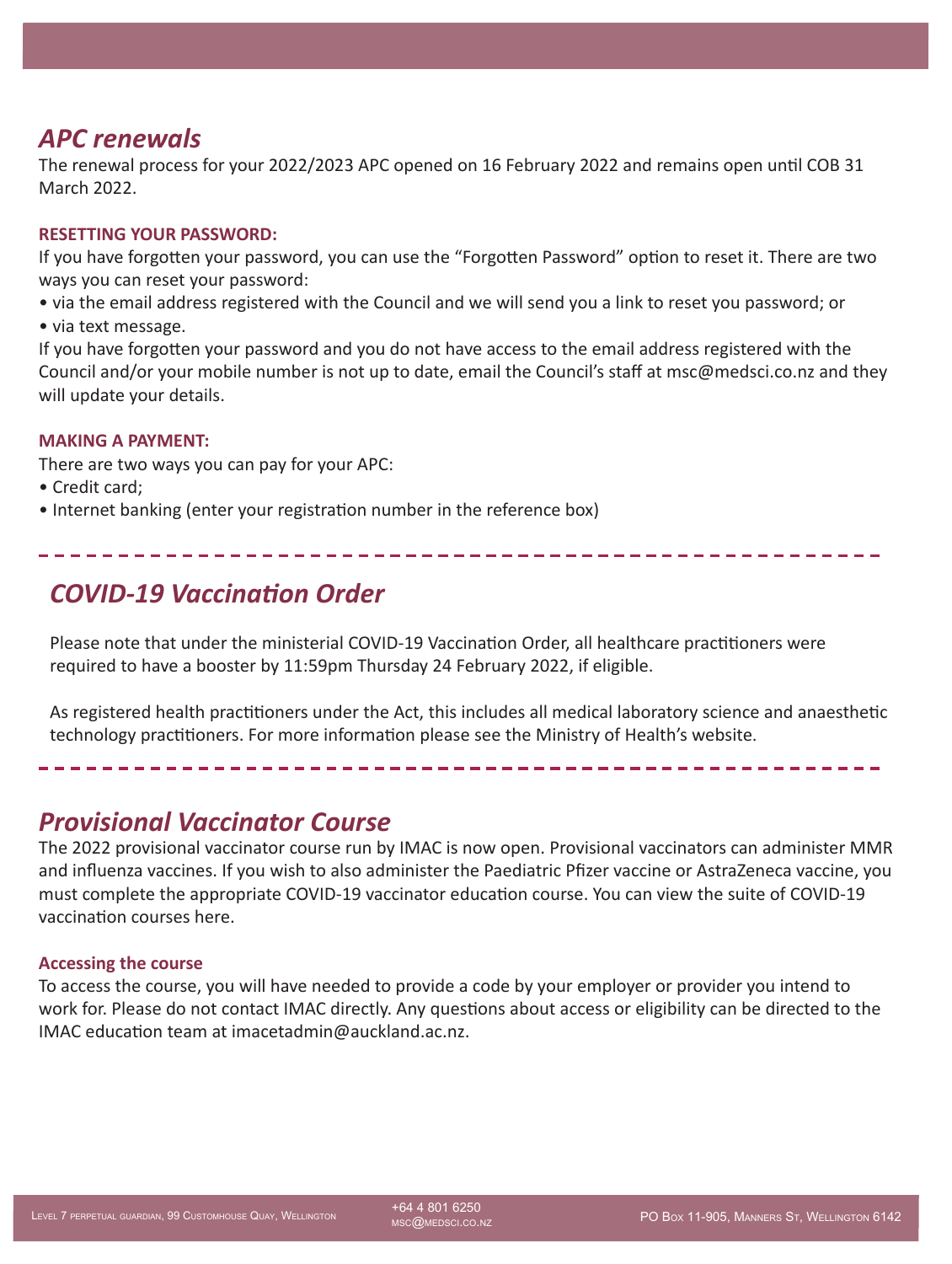## *APC renewals*

The renewal process for your 2022/2023 APC opened on 16 February 2022 and remains open until COB 31 March 2022.

**RESETTING YOUR PASSWORD:**

If you have forgotten your password, you can use the "Forgotten Password" option to reset it. There are two ways you can reset your password:

- via the email address registered with the Council and we will send you a link to reset you password; or
- via text message.

If you have forgotten your password and you do not have access to the email address registered with the Council and/or your mobile number is not up to date, email the Council's staff at msc@medsci.co.nz and they will update your details.

**MAKING A PAYMENT:**

There are two ways you can pay for your APC:

- Credit card;
- Internet banking (enter your registration number in the reference box)

---

## *COVID-19 Vaccination Order*

Please note that under the ministerial COVID-19 Vaccination Order, all healthcare practitioners were required to have a booster by 11:59pm Thursday 24 February 2022, if eligible.

As registered health practitioners under the Act, this includes all medical laboratory science and anaesthetic technology practitioners. For more information please see the Ministry of Health's website.

---

## *Provisional Vaccinator Course*

The 2022 provisional vaccinator course run by IMAC is now open. Provisional vaccinators can administer MMR and influenza vaccines. If you wish to also administer the Paediatric Pfizer vaccine or AstraZeneca vaccine, you must complete the appropriate COVID-19 vaccinator education course. You can view the suite of COVID-19 vaccination courses here.

**Accessing the course**

To access the course, you will have needed to provide a code by your employer or provider you intend to work for. Please do not contact IMAC directly. Any questions about access or eligibility can be directed to the IMAC education team at imacetadmin@auckland.ac.nz.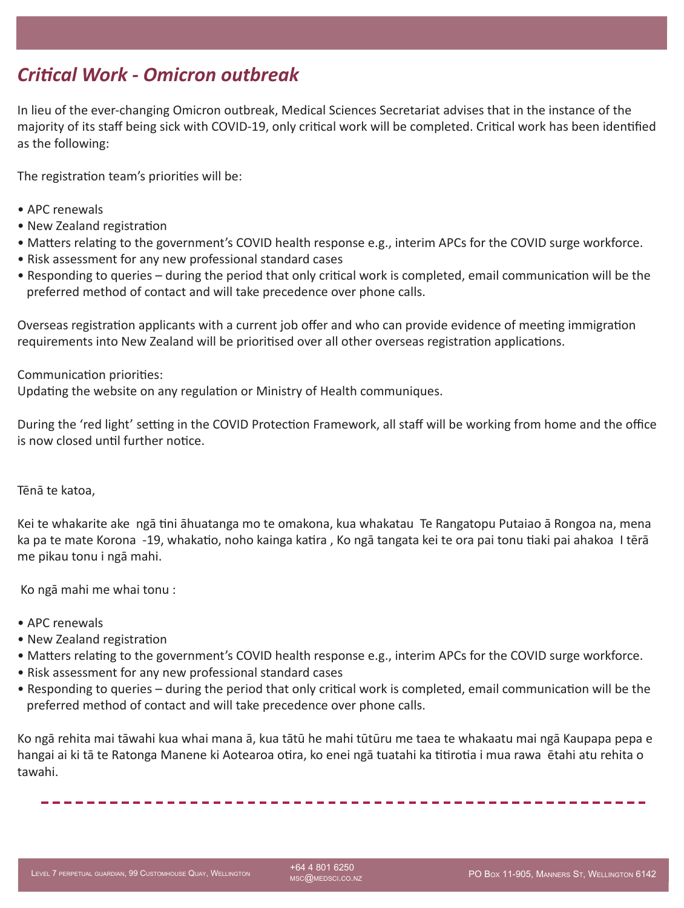## *Critical Work - Omicron outbreak*

In lieu of the ever-changing Omicron outbreak, Medical Sciences Secretariat advises that in the instance of the majority of its staff being sick with COVID-19, only critical work will be completed. Critical work has been identified as the following:

The registration team's priorities will be:

- APC renewals
- New Zealand registration
- Matters relating to the government's COVID health response e.g., interim APCs for the COVID surge workforce.
- Risk assessment for any new professional standard cases
- Responding to queries – during the period that only critical work is completed, email communication will be the preferred method of contact and will take precedence over phone calls.

Overseas registration applicants with a current job offer and who can provide evidence of meeting immigration requirements into New Zealand will be prioritised over all other overseas registration applications.

Communication priorities:
Updating the website on any regulation or Ministry of Health communiques.

During the 'red light' setting in the COVID Protection Framework, all staff will be working from home and the office is now closed until further notice.

Tēnā te katoa,

Kei te whakarite ake ngā tini āhuatanga mo te omakona, kua whakatau Te Rangatopu Putaiao ā Rongoa na, mena ka pa te mate Korona -19, whakatio, noho kainga katira , Ko ngā tangata kei te ora pai tonu tiaki pai ahakoa I tērā me pikau tonu i ngā mahi.

Ko ngā mahi me whai tonu :

- APC renewals
- New Zealand registration
- Matters relating to the government's COVID health response e.g., interim APCs for the COVID surge workforce.
- Risk assessment for any new professional standard cases
- Responding to queries – during the period that only critical work is completed, email communication will be the preferred method of contact and will take precedence over phone calls.

Ko ngā rehita mai tāwahi kua whai mana ā, kua tātū he mahi tūtūru me taea te whakaatu mai ngā Kaupapa pepa e hangai ai ki tā te Ratonga Manene ki Aotearoa otira, ko enei ngā tuatahi ka titirotia i mua rawa ētahi atu rehita o tawahi.